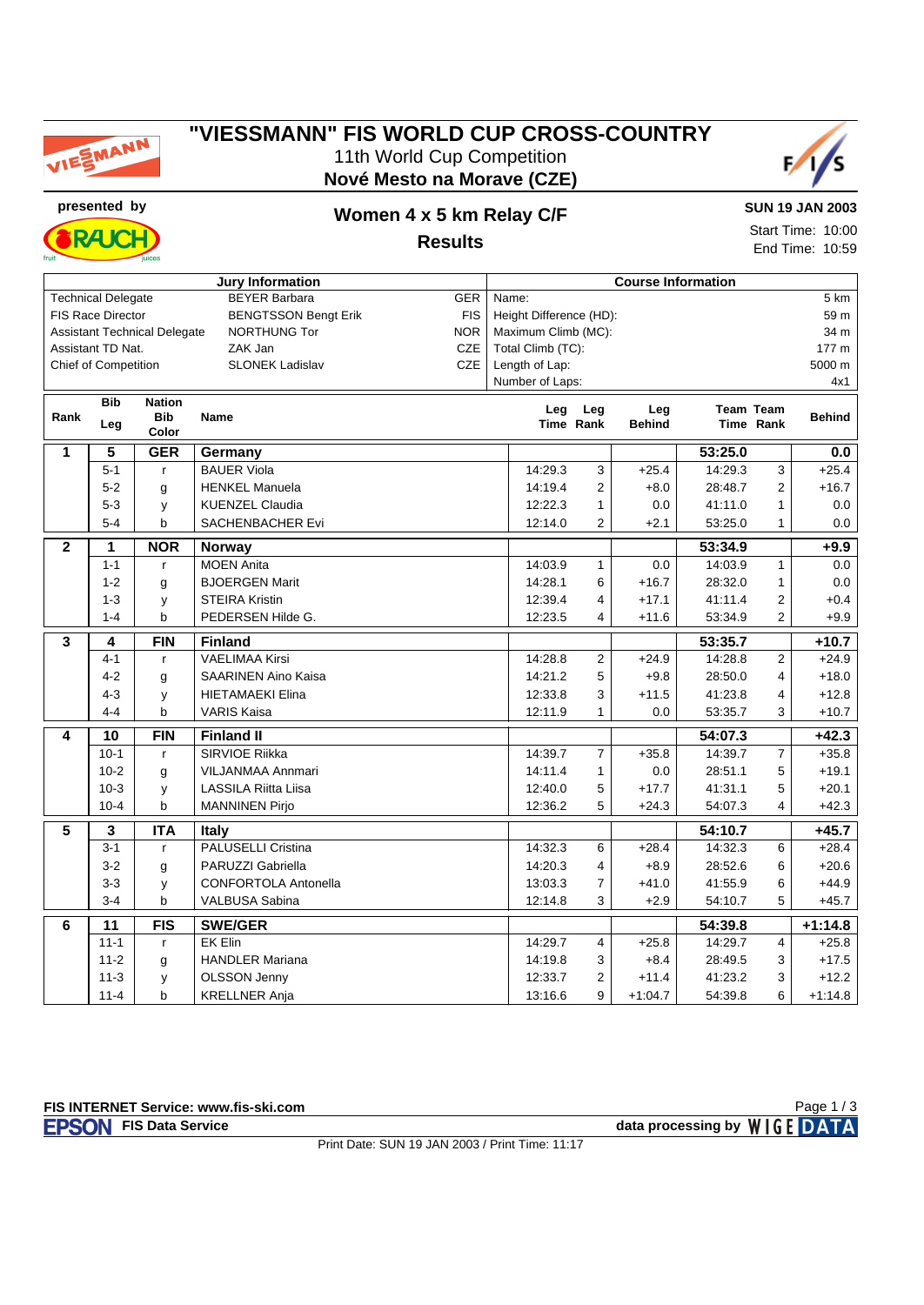# "VIESSMANN" FIS WORLD CUP CROSS-COUNTRY

11th World Cup Competition

**Nové Mesto na Morave (CZE)**

**presented by**

## Women 4 x 5 km Relay C/F

### Results

**SUN 19 JAN 2003**

Start Time: 10:00

End Time: 10:59

| Jury Information | | |
|---|---|---|
| Technical Delegate | BEYER Barbara | GER |
| FIS Race Director | BENGTSSON Bengt Erik | FIS |
| Assistant Technical Delegate | NORTHUNG Tor | NOR |
| Assistant TD Nat. | ZAK Jan | CZE |
| Chief of Competition | SLONEK Ladislav | CZE |

| Course Information | |
|---|---|
| Name: | 5 km |
| Height Difference (HD): | 59 m |
| Maximum Climb (MC): | 34 m |
| Total Climb (TC): | 177 m |
| Length of Lap: | 5000 m |
| Number of Laps: | 4x1 |

| Rank | Bib Leg | Nation Bib Color | Name | Leg Time | Leg Rank | Leg Behind | Team Time | Team Rank | Behind |
|---|---|---|---|---|---|---|---|---|---|
| **1** | **5** | **GER** | **Germany** | | | | **53:25.0** | | **0.0** |
| | 5-1 | r | BAUER Viola | 14:29.3 | 3 | +25.4 | 14:29.3 | 3 | +25.4 |
| | 5-2 | g | HENKEL Manuela | 14:19.4 | 2 | +8.0 | 28:48.7 | 2 | +16.7 |
| | 5-3 | y | KUENZEL Claudia | 12:22.3 | 1 | 0.0 | 41:11.0 | 1 | 0.0 |
| | 5-4 | b | SACHENBACHER Evi | 12:14.0 | 2 | +2.1 | 53:25.0 | 1 | 0.0 |
| **2** | **1** | **NOR** | **Norway** | | | | **53:34.9** | | **+9.9** |
| | 1-1 | r | MOEN Anita | 14:03.9 | 1 | 0.0 | 14:03.9 | 1 | 0.0 |
| | 1-2 | g | BJOERGEN Marit | 14:28.1 | 6 | +16.7 | 28:32.0 | 1 | 0.0 |
| | 1-3 | y | STEIRA Kristin | 12:39.4 | 4 | +17.1 | 41:11.4 | 2 | +0.4 |
| | 1-4 | b | PEDERSEN Hilde G. | 12:23.5 | 4 | +11.6 | 53:34.9 | 2 | +9.9 |
| **3** | **4** | **FIN** | **Finland** | | | | **53:35.7** | | **+10.7** |
| | 4-1 | r | VAELIMAA Kirsi | 14:28.8 | 2 | +24.9 | 14:28.8 | 2 | +24.9 |
| | 4-2 | g | SAARINEN Aino Kaisa | 14:21.2 | 5 | +9.8 | 28:50.0 | 4 | +18.0 |
| | 4-3 | y | HIETAMAEKI Elina | 12:33.8 | 3 | +11.5 | 41:23.8 | 4 | +12.8 |
| | 4-4 | b | VARIS Kaisa | 12:11.9 | 1 | 0.0 | 53:35.7 | 3 | +10.7 |
| **4** | **10** | **FIN** | **Finland II** | | | | **54:07.3** | | **+42.3** |
| | 10-1 | r | SIRVIOE Riikka | 14:39.7 | 7 | +35.8 | 14:39.7 | 7 | +35.8 |
| | 10-2 | g | VILJANMAA Annmari | 14:11.4 | 1 | 0.0 | 28:51.1 | 5 | +19.1 |
| | 10-3 | y | LASSILA Riitta Liisa | 12:40.0 | 5 | +17.7 | 41:31.1 | 5 | +20.1 |
| | 10-4 | b | MANNINEN Pirjo | 12:36.2 | 5 | +24.3 | 54:07.3 | 4 | +42.3 |
| **5** | **3** | **ITA** | **Italy** | | | | **54:10.7** | | **+45.7** |
| | 3-1 | r | PALUSELLI Cristina | 14:32.3 | 6 | +28.4 | 14:32.3 | 6 | +28.4 |
| | 3-2 | g | PARUZZI Gabriella | 14:20.3 | 4 | +8.9 | 28:52.6 | 6 | +20.6 |
| | 3-3 | y | CONFORTOLA Antonella | 13:03.3 | 7 | +41.0 | 41:55.9 | 6 | +44.9 |
| | 3-4 | b | VALBUSA Sabina | 12:14.8 | 3 | +2.9 | 54:10.7 | 5 | +45.7 |
| **6** | **11** | **FIS** | **SWE/GER** | | | | **54:39.8** | | **+1:14.8** |
| | 11-1 | r | EK Elin | 14:29.7 | 4 | +25.8 | 14:29.7 | 4 | +25.8 |
| | 11-2 | g | HANDLER Mariana | 14:19.8 | 3 | +8.4 | 28:49.5 | 3 | +17.5 |
| | 11-3 | y | OLSSON Jenny | 12:33.7 | 2 | +11.4 | 41:23.2 | 3 | +12.2 |
| | 11-4 | b | KRELLNER Anja | 13:16.6 | 9 | +1:04.7 | 54:39.8 | 6 | +1:14.8 |

**FIS INTERNET Service: www.fis-ski.com**

**FIS Data Service**

**data processing by WIGE DATA**

Print Date: SUN 19 JAN 2003 / Print Time: 11:17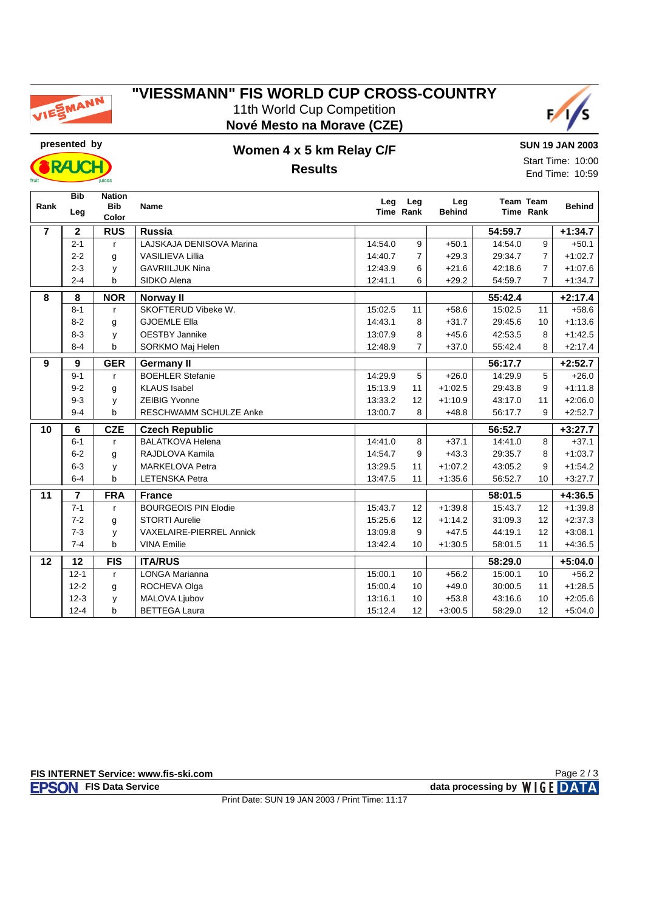# "VIESSMANN" FIS WORLD CUP CROSS-COUNTRY

11th World Cup Competition

**Nové Mesto na Morave (CZE)**

presented by

## Women 4 x 5 km Relay C/F

**Results**

**SUN 19 JAN 2003**

Start Time: 10:00

End Time: 10:59

| Rank | Bib Leg | Nation Bib Color | Name | Leg Time | Leg Rank | Leg Behind | Team Time | Team Rank | Behind |
|---|---|---|---|---|---|---|---|---|---|
| **7** | **2** | **RUS** | **Russia** | | | | **54:59.7** | | **+1:34.7** |
| | 2-1 | r | LAJSKAJA DENISOVA Marina | 14:54.0 | 9 | +50.1 | 14:54.0 | 9 | +50.1 |
| | 2-2 | g | VASILIEVA Lillia | 14:40.7 | 7 | +29.3 | 29:34.7 | 7 | +1:02.7 |
| | 2-3 | y | GAVRIILJUK Nina | 12:43.9 | 6 | +21.6 | 42:18.6 | 7 | +1:07.6 |
| | 2-4 | b | SIDKO Alena | 12:41.1 | 6 | +29.2 | 54:59.7 | 7 | +1:34.7 |
| **8** | **8** | **NOR** | **Norway II** | | | | **55:42.4** | | **+2:17.4** |
| | 8-1 | r | SKOFTERUD Vibeke W. | 15:02.5 | 11 | +58.6 | 15:02.5 | 11 | +58.6 |
| | 8-2 | g | GJOEMLE Ella | 14:43.1 | 8 | +31.7 | 29:45.6 | 10 | +1:13.6 |
| | 8-3 | y | OESTBY Jannike | 13:07.9 | 8 | +45.6 | 42:53.5 | 8 | +1:42.5 |
| | 8-4 | b | SORKMO Maj Helen | 12:48.9 | 7 | +37.0 | 55:42.4 | 8 | +2:17.4 |
| **9** | **9** | **GER** | **Germany II** | | | | **56:17.7** | | **+2:52.7** |
| | 9-1 | r | BOEHLER Stefanie | 14:29.9 | 5 | +26.0 | 14:29.9 | 5 | +26.0 |
| | 9-2 | g | KLAUS Isabel | 15:13.9 | 11 | +1:02.5 | 29:43.8 | 9 | +1:11.8 |
| | 9-3 | y | ZEIBIG Yvonne | 13:33.2 | 12 | +1:10.9 | 43:17.0 | 11 | +2:06.0 |
| | 9-4 | b | RESCHWAMM SCHULZE Anke | 13:00.7 | 8 | +48.8 | 56:17.7 | 9 | +2:52.7 |
| **10** | **6** | **CZE** | **Czech Republic** | | | | **56:52.7** | | **+3:27.7** |
| | 6-1 | r | BALATKOVA Helena | 14:41.0 | 8 | +37.1 | 14:41.0 | 8 | +37.1 |
| | 6-2 | g | RAJDLOVA Kamila | 14:54.7 | 9 | +43.3 | 29:35.7 | 8 | +1:03.7 |
| | 6-3 | y | MARKELOVA Petra | 13:29.5 | 11 | +1:07.2 | 43:05.2 | 9 | +1:54.2 |
| | 6-4 | b | LETENSKA Petra | 13:47.5 | 11 | +1:35.6 | 56:52.7 | 10 | +3:27.7 |
| **11** | **7** | **FRA** | **France** | | | | **58:01.5** | | **+4:36.5** |
| | 7-1 | r | BOURGEOIS PIN Elodie | 15:43.7 | 12 | +1:39.8 | 15:43.7 | 12 | +1:39.8 |
| | 7-2 | g | STORTI Aurelie | 15:25.6 | 12 | +1:14.2 | 31:09.3 | 12 | +2:37.3 |
| | 7-3 | y | VAXELAIRE-PIERREL Annick | 13:09.8 | 9 | +47.5 | 44:19.1 | 12 | +3:08.1 |
| | 7-4 | b | VINA Emilie | 13:42.4 | 10 | +1:30.5 | 58:01.5 | 11 | +4:36.5 |
| **12** | **12** | **FIS** | **ITA/RUS** | | | | **58:29.0** | | **+5:04.0** |
| | 12-1 | r | LONGA Marianna | 15:00.1 | 10 | +56.2 | 15:00.1 | 10 | +56.2 |
| | 12-2 | g | ROCHEVA Olga | 15:00.4 | 10 | +49.0 | 30:00.5 | 11 | +1:28.5 |
| | 12-3 | y | MALOVA Ljubov | 13:16.1 | 10 | +53.8 | 43:16.6 | 10 | +2:05.6 |
| | 12-4 | b | BETTEGA Laura | 15:12.4 | 12 | +3:00.5 | 58:29.0 | 12 | +5:04.0 |

**FIS INTERNET Service: www.fis-ski.com**

**FIS Data Service** — data processing by WIGE DATA

Print Date: SUN 19 JAN 2003 / Print Time: 11:17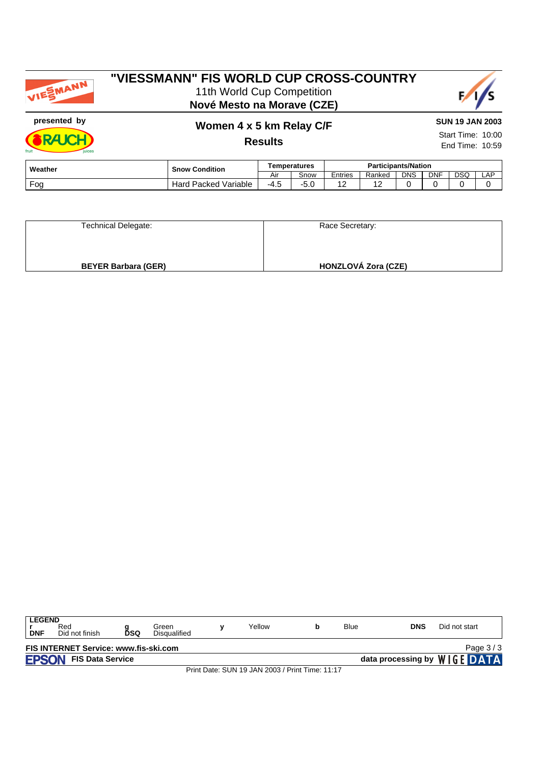# "VIESSMANN" FIS WORLD CUP CROSS-COUNTRY

11th World Cup Competition

**Nové Mesto na Morave (CZE)**

presented by

## Women 4 x 5 km Relay C/F

## Results

**SUN 19 JAN 2003**

Start Time: 10:00

End Time: 10:59

| Weather | Snow Condition | Temperatures | | Participants/Nation | | | | | |
|---|---|---|---|---|---|---|---|---|---|
| | | Air | Snow | Entries | Ranked | DNS | DNF | DSQ | LAP |
| Fog | Hard Packed Variable | -4.5 | -5.0 | 12 | 12 | 0 | 0 | 0 | 0 |

| Technical Delegate: | Race Secretary: |
|---|---|
| **BEYER Barbara (GER)** | **HONZLOVÁ Zora (CZE)** |

| LEGEND | | | | | | | | | |
|---|---|---|---|---|---|---|---|---|---|
| r | Red | g | Green | y | Yellow | b | Blue | DNS | Did not start |
| DNF | Did not finish | DSQ | Disqualified | | | | | | |

FIS INTERNET Service: www.fis-ski.com

EPSON FIS Data Service

data processing by WIGE DATA

Print Date: SUN 19 JAN 2003 / Print Time: 11:17